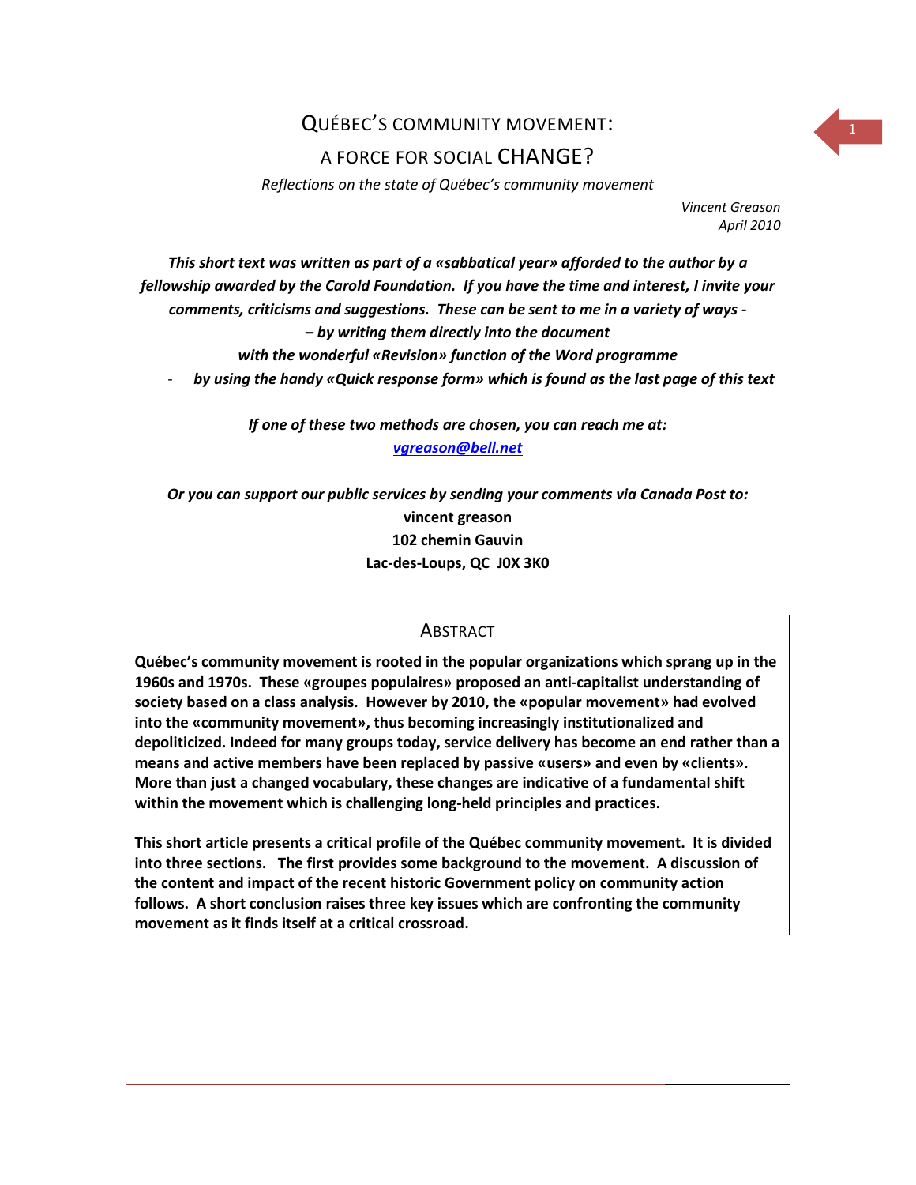# QUÉBEC'S COMMUNITY MOVEMENT:
# A FORCE FOR SOCIAL CHANGE?

*Reflections on the state of Québec's community movement*

*Vincent Greason*
*April 2010*

***This short text was written as part of a «sabbatical year» afforded to the author by a fellowship awarded by the Carold Foundation. If you have the time and interest, I invite your comments, criticisms and suggestions. These can be sent to me in a variety of ways -***

***– by writing them directly into the document with the wonderful «Revision» function of the Word programme***

- ***by using the handy «Quick response form» which is found as the last page of this text***

***If one of these two methods are chosen, you can reach me at:***
***vgreason@bell.net***

***Or you can support our public services by sending your comments via Canada Post to:***

**vincent greason**
**102 chemin Gauvin**
**Lac-des-Loups, QC J0X 3K0**

## ABSTRACT

**Québec's community movement is rooted in the popular organizations which sprang up in the 1960s and 1970s. These «groupes populaires» proposed an anti-capitalist understanding of society based on a class analysis. However by 2010, the «popular movement» had evolved into the «community movement», thus becoming increasingly institutionalized and depoliticized. Indeed for many groups today, service delivery has become an end rather than a means and active members have been replaced by passive «users» and even by «clients». More than just a changed vocabulary, these changes are indicative of a fundamental shift within the movement which is challenging long-held principles and practices.**

**This short article presents a critical profile of the Québec community movement. It is divided into three sections. The first provides some background to the movement. A discussion of the content and impact of the recent historic Government policy on community action follows. A short conclusion raises three key issues which are confronting the community movement as it finds itself at a critical crossroad.**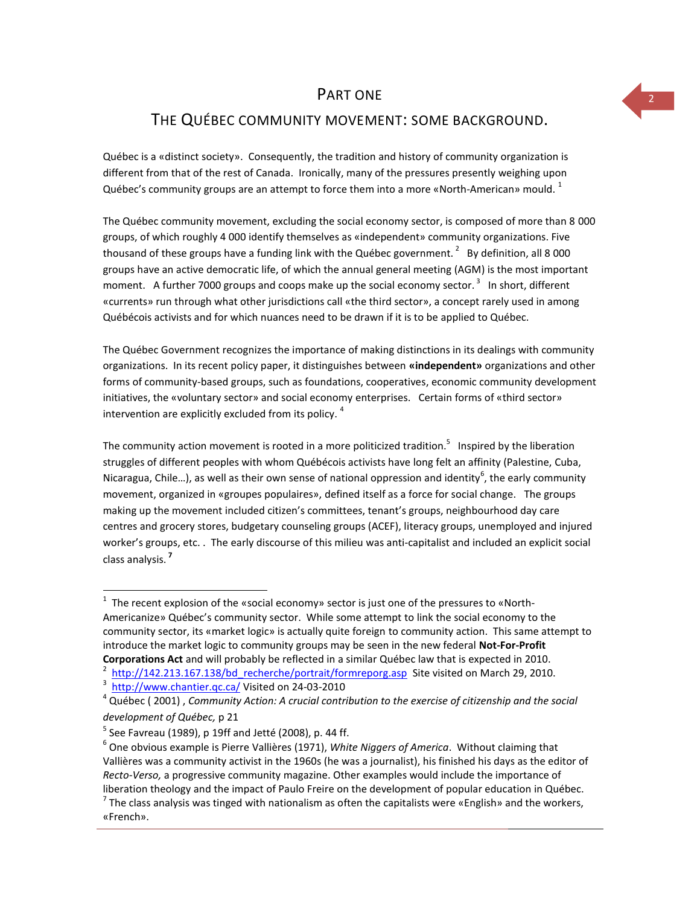# PART ONE

## THE QUÉBEC COMMUNITY MOVEMENT: SOME BACKGROUND.

Québec is a «distinct society». Consequently, the tradition and history of community organization is different from that of the rest of Canada. Ironically, many of the pressures presently weighing upon Québec's community groups are an attempt to force them into a more «North-American» mould. [1]

The Québec community movement, excluding the social economy sector, is composed of more than 8 000 groups, of which roughly 4 000 identify themselves as «independent» community organizations. Five thousand of these groups have a funding link with the Québec government. [2] By definition, all 8 000 groups have an active democratic life, of which the annual general meeting (AGM) is the most important moment. A further 7000 groups and coops make up the social economy sector. [3] In short, different «currents» run through what other jurisdictions call «the third sector», a concept rarely used in among Québécois activists and for which nuances need to be drawn if it is to be applied to Québec.

The Québec Government recognizes the importance of making distinctions in its dealings with community organizations. In its recent policy paper, it distinguishes between **«independent»** organizations and other forms of community-based groups, such as foundations, cooperatives, economic community development initiatives, the «voluntary sector» and social economy enterprises. Certain forms of «third sector» intervention are explicitly excluded from its policy. [4]

The community action movement is rooted in a more politicized tradition.[5] Inspired by the liberation struggles of different peoples with whom Québécois activists have long felt an affinity (Palestine, Cuba, Nicaragua, Chile…), as well as their own sense of national oppression and identity[6], the early community movement, organized in «groupes populaires», defined itself as a force for social change. The groups making up the movement included citizen's committees, tenant's groups, neighbourhood day care centres and grocery stores, budgetary counseling groups (ACEF), literacy groups, unemployed and injured worker's groups, etc. . The early discourse of this milieu was anti-capitalist and included an explicit social class analysis. [7]

---

[1] The recent explosion of the «social economy» sector is just one of the pressures to «North-Americanize» Québec's community sector. While some attempt to link the social economy to the community sector, its «market logic» is actually quite foreign to community action. This same attempt to introduce the market logic to community groups may be seen in the new federal **Not-For-Profit Corporations Act** and will probably be reflected in a similar Québec law that is expected in 2010.

[2] http://142.213.167.138/bd_recherche/portrait/formreporg.asp Site visited on March 29, 2010.

[3] http://www.chantier.qc.ca/ Visited on 24-03-2010

[4] Québec ( 2001) , *Community Action: A crucial contribution to the exercise of citizenship and the social development of Québec,* p 21

[5] See Favreau (1989), p 19ff and Jetté (2008), p. 44 ff.

[6] One obvious example is Pierre Vallières (1971), *White Niggers of America*. Without claiming that Vallières was a community activist in the 1960s (he was a journalist), his finished his days as the editor of *Recto-Verso,* a progressive community magazine. Other examples would include the importance of liberation theology and the impact of Paulo Freire on the development of popular education in Québec.

[7] The class analysis was tinged with nationalism as often the capitalists were «English» and the workers, «French».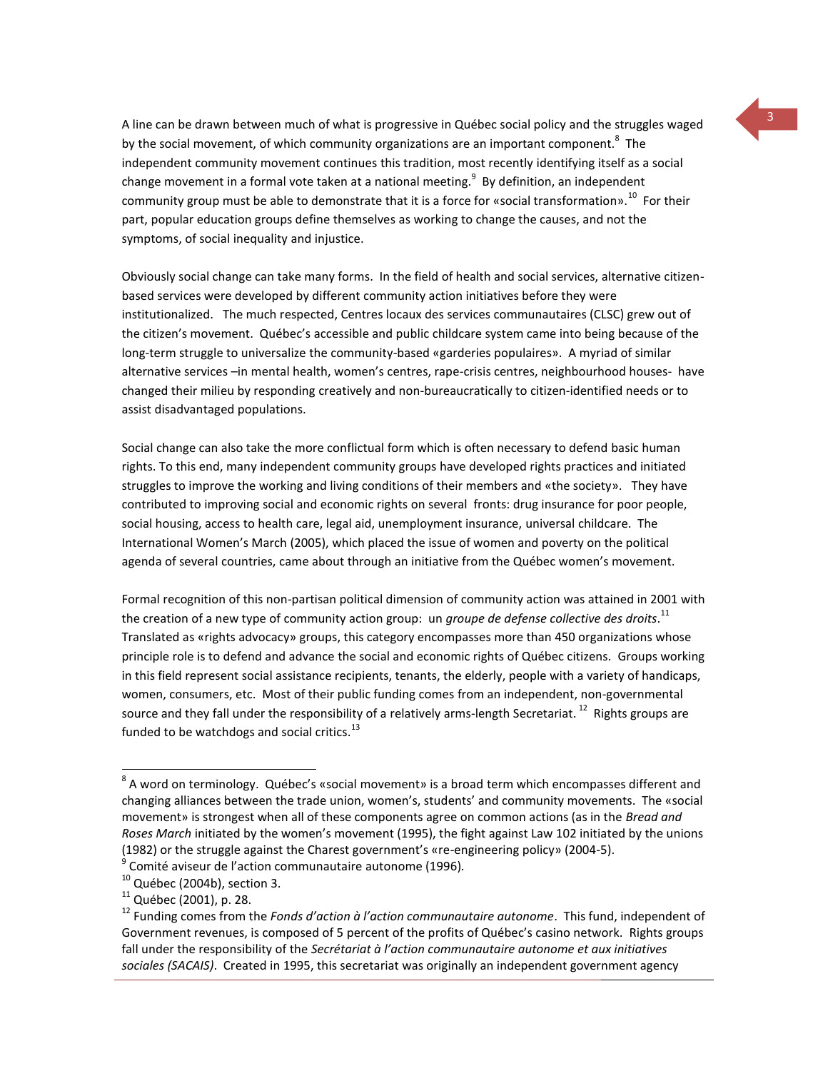A line can be drawn between much of what is progressive in Québec social policy and the struggles waged by the social movement, of which community organizations are an important component.[8] The independent community movement continues this tradition, most recently identifying itself as a social change movement in a formal vote taken at a national meeting.[9] By definition, an independent community group must be able to demonstrate that it is a force for «social transformation».[10] For their part, popular education groups define themselves as working to change the causes, and not the symptoms, of social inequality and injustice.

Obviously social change can take many forms. In the field of health and social services, alternative citizen-based services were developed by different community action initiatives before they were institutionalized. The much respected, Centres locaux des services communautaires (CLSC) grew out of the citizen's movement. Québec's accessible and public childcare system came into being because of the long-term struggle to universalize the community-based «garderies populaires». A myriad of similar alternative services –in mental health, women's centres, rape-crisis centres, neighbourhood houses- have changed their milieu by responding creatively and non-bureaucratically to citizen-identified needs or to assist disadvantaged populations.

Social change can also take the more conflictual form which is often necessary to defend basic human rights. To this end, many independent community groups have developed rights practices and initiated struggles to improve the working and living conditions of their members and «the society». They have contributed to improving social and economic rights on several fronts: drug insurance for poor people, social housing, access to health care, legal aid, unemployment insurance, universal childcare. The International Women's March (2005), which placed the issue of women and poverty on the political agenda of several countries, came about through an initiative from the Québec women's movement.

Formal recognition of this non-partisan political dimension of community action was attained in 2001 with the creation of a new type of community action group: un *groupe de defense collective des droits*.[11] Translated as «rights advocacy» groups, this category encompasses more than 450 organizations whose principle role is to defend and advance the social and economic rights of Québec citizens. Groups working in this field represent social assistance recipients, tenants, the elderly, people with a variety of handicaps, women, consumers, etc. Most of their public funding comes from an independent, non-governmental source and they fall under the responsibility of a relatively arms-length Secretariat.[12] Rights groups are funded to be watchdogs and social critics.[13]

---

[8] A word on terminology. Québec's «social movement» is a broad term which encompasses different and changing alliances between the trade union, women's, students' and community movements. The «social movement» is strongest when all of these components agree on common actions (as in the *Bread and Roses March* initiated by the women's movement (1995), the fight against Law 102 initiated by the unions (1982) or the struggle against the Charest government's «re-engineering policy» (2004-5).

[9] Comité aviseur de l'action communautaire autonome (1996).

[10] Québec (2004b), section 3.

[11] Québec (2001), p. 28.

[12] Funding comes from the *Fonds d'action à l'action communautaire autonome*. This fund, independent of Government revenues, is composed of 5 percent of the profits of Québec's casino network. Rights groups fall under the responsibility of the *Secrétariat à l'action communautaire autonome et aux initiatives sociales (SACAIS)*. Created in 1995, this secretariat was originally an independent government agency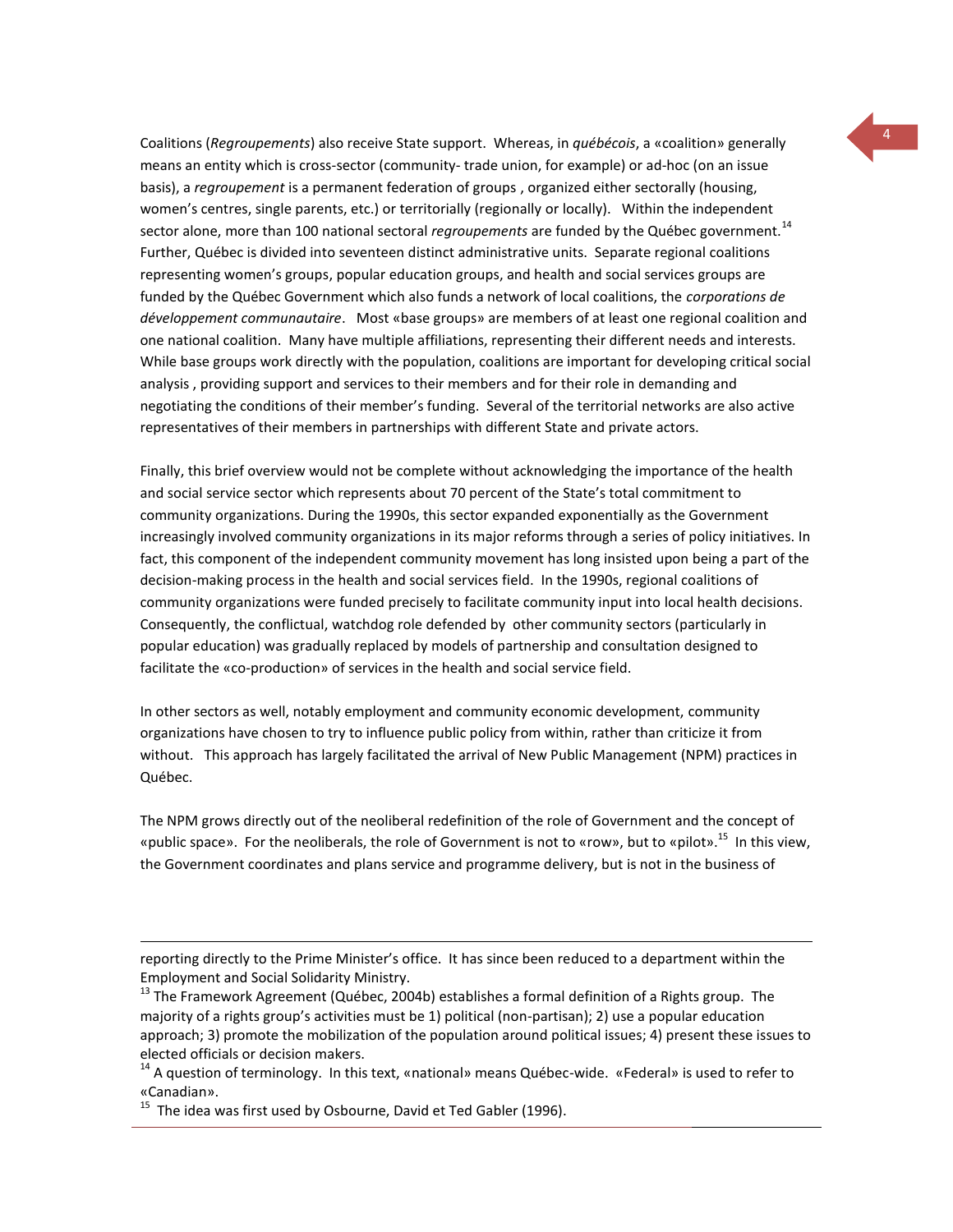Coalitions (*Regroupements*) also receive State support. Whereas, in *québécois*, a «coalition» generally means an entity which is cross-sector (community- trade union, for example) or ad-hoc (on an issue basis), a *regroupement* is a permanent federation of groups , organized either sectorally (housing, women's centres, single parents, etc.) or territorially (regionally or locally). Within the independent sector alone, more than 100 national sectoral *regroupements* are funded by the Québec government.[14] Further, Québec is divided into seventeen distinct administrative units. Separate regional coalitions representing women's groups, popular education groups, and health and social services groups are funded by the Québec Government which also funds a network of local coalitions, the *corporations de développement communautaire*. Most «base groups» are members of at least one regional coalition and one national coalition. Many have multiple affiliations, representing their different needs and interests. While base groups work directly with the population, coalitions are important for developing critical social analysis , providing support and services to their members and for their role in demanding and negotiating the conditions of their member's funding. Several of the territorial networks are also active representatives of their members in partnerships with different State and private actors.

Finally, this brief overview would not be complete without acknowledging the importance of the health and social service sector which represents about 70 percent of the State's total commitment to community organizations. During the 1990s, this sector expanded exponentially as the Government increasingly involved community organizations in its major reforms through a series of policy initiatives. In fact, this component of the independent community movement has long insisted upon being a part of the decision-making process in the health and social services field. In the 1990s, regional coalitions of community organizations were funded precisely to facilitate community input into local health decisions. Consequently, the conflictual, watchdog role defended by other community sectors (particularly in popular education) was gradually replaced by models of partnership and consultation designed to facilitate the «co-production» of services in the health and social service field.

In other sectors as well, notably employment and community economic development, community organizations have chosen to try to influence public policy from within, rather than criticize it from without. This approach has largely facilitated the arrival of New Public Management (NPM) practices in Québec.

The NPM grows directly out of the neoliberal redefinition of the role of Government and the concept of «public space». For the neoliberals, the role of Government is not to «row», but to «pilot».[15] In this view, the Government coordinates and plans service and programme delivery, but is not in the business of

---

reporting directly to the Prime Minister's office. It has since been reduced to a department within the Employment and Social Solidarity Ministry.

[13] The Framework Agreement (Québec, 2004b) establishes a formal definition of a Rights group. The majority of a rights group's activities must be 1) political (non-partisan); 2) use a popular education approach; 3) promote the mobilization of the population around political issues; 4) present these issues to elected officials or decision makers.

[14] A question of terminology. In this text, «national» means Québec-wide. «Federal» is used to refer to «Canadian».

[15] The idea was first used by Osbourne, David et Ted Gabler (1996).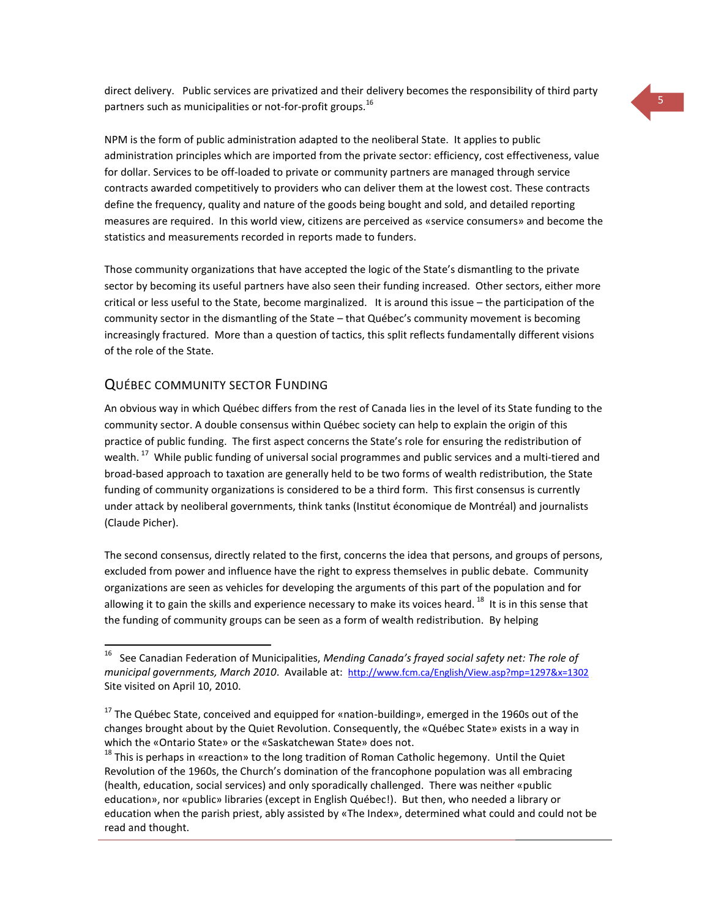direct delivery. Public services are privatized and their delivery becomes the responsibility of third party partners such as municipalities or not-for-profit groups.[16]

NPM is the form of public administration adapted to the neoliberal State. It applies to public administration principles which are imported from the private sector: efficiency, cost effectiveness, value for dollar. Services to be off-loaded to private or community partners are managed through service contracts awarded competitively to providers who can deliver them at the lowest cost. These contracts define the frequency, quality and nature of the goods being bought and sold, and detailed reporting measures are required. In this world view, citizens are perceived as «service consumers» and become the statistics and measurements recorded in reports made to funders.

Those community organizations that have accepted the logic of the State's dismantling to the private sector by becoming its useful partners have also seen their funding increased. Other sectors, either more critical or less useful to the State, become marginalized. It is around this issue – the participation of the community sector in the dismantling of the State – that Québec's community movement is becoming increasingly fractured. More than a question of tactics, this split reflects fundamentally different visions of the role of the State.

## Québec Community Sector Funding

An obvious way in which Québec differs from the rest of Canada lies in the level of its State funding to the community sector. A double consensus within Québec society can help to explain the origin of this practice of public funding. The first aspect concerns the State's role for ensuring the redistribution of wealth.[17] While public funding of universal social programmes and public services and a multi-tiered and broad-based approach to taxation are generally held to be two forms of wealth redistribution, the State funding of community organizations is considered to be a third form. This first consensus is currently under attack by neoliberal governments, think tanks (Institut économique de Montréal) and journalists (Claude Picher).

The second consensus, directly related to the first, concerns the idea that persons, and groups of persons, excluded from power and influence have the right to express themselves in public debate. Community organizations are seen as vehicles for developing the arguments of this part of the population and for allowing it to gain the skills and experience necessary to make its voices heard.[18] It is in this sense that the funding of community groups can be seen as a form of wealth redistribution. By helping

---

[16] See Canadian Federation of Municipalities, *Mending Canada's frayed social safety net: The role of municipal governments, March 2010*. Available at: http://www.fcm.ca/English/View.asp?mp=1297&x=1302 Site visited on April 10, 2010.

[17] The Québec State, conceived and equipped for «nation-building», emerged in the 1960s out of the changes brought about by the Quiet Revolution. Consequently, the «Québec State» exists in a way in which the «Ontario State» or the «Saskatchewan State» does not.

[18] This is perhaps in «reaction» to the long tradition of Roman Catholic hegemony. Until the Quiet Revolution of the 1960s, the Church's domination of the francophone population was all embracing (health, education, social services) and only sporadically challenged. There was neither «public education», nor «public» libraries (except in English Québec!). But then, who needed a library or education when the parish priest, ably assisted by «The Index», determined what could and could not be read and thought.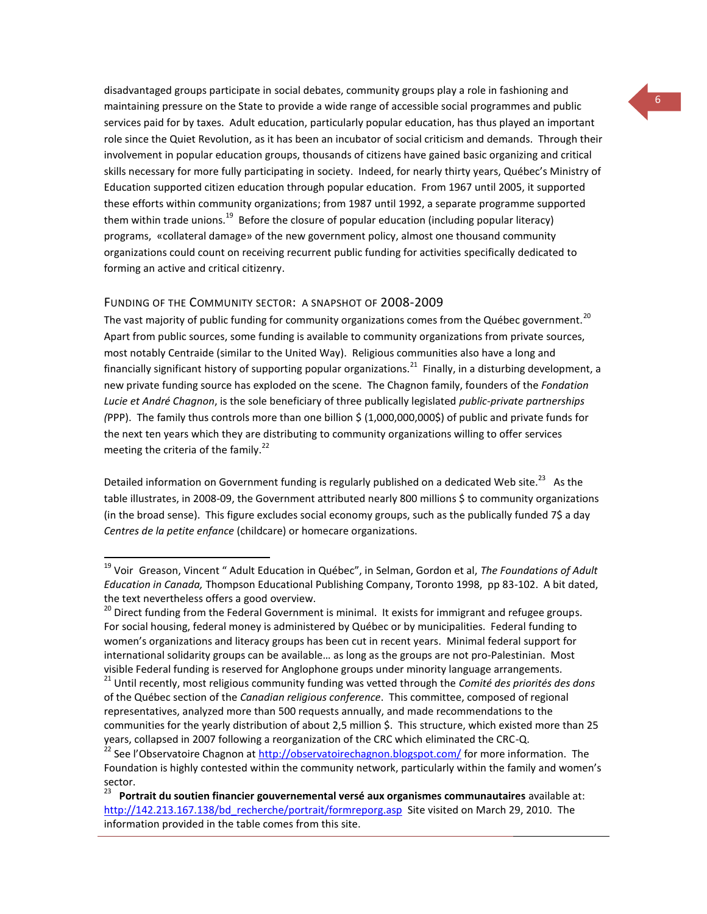disadvantaged groups participate in social debates, community groups play a role in fashioning and maintaining pressure on the State to provide a wide range of accessible social programmes and public services paid for by taxes. Adult education, particularly popular education, has thus played an important role since the Quiet Revolution, as it has been an incubator of social criticism and demands. Through their involvement in popular education groups, thousands of citizens have gained basic organizing and critical skills necessary for more fully participating in society. Indeed, for nearly thirty years, Québec's Ministry of Education supported citizen education through popular education. From 1967 until 2005, it supported these efforts within community organizations; from 1987 until 1992, a separate programme supported them within trade unions.[19] Before the closure of popular education (including popular literacy) programs, «collateral damage» of the new government policy, almost one thousand community organizations could count on receiving recurrent public funding for activities specifically dedicated to forming an active and critical citizenry.

### Funding of the Community Sector: a snapshot of 2008-2009

The vast majority of public funding for community organizations comes from the Québec government.[20] Apart from public sources, some funding is available to community organizations from private sources, most notably Centraide (similar to the United Way). Religious communities also have a long and financially significant history of supporting popular organizations.[21] Finally, in a disturbing development, a new private funding source has exploded on the scene. The Chagnon family, founders of the *Fondation Lucie et André Chagnon*, is the sole beneficiary of three publically legislated *public-private partnerships (*PPP). The family thus controls more than one billion $ (1,000,000,000$) of public and private funds for the next ten years which they are distributing to community organizations willing to offer services meeting the criteria of the family.[22]

Detailed information on Government funding is regularly published on a dedicated Web site.[23] As the table illustrates, in 2008-09, the Government attributed nearly 800 millions $ to community organizations (in the broad sense). This figure excludes social economy groups, such as the publically funded 7$ a day *Centres de la petite enfance* (childcare) or homecare organizations.

---

[19] Voir Greason, Vincent " Adult Education in Québec", in Selman, Gordon et al, *The Foundations of Adult Education in Canada,* Thompson Educational Publishing Company, Toronto 1998, pp 83-102. A bit dated, the text nevertheless offers a good overview.

[20] Direct funding from the Federal Government is minimal. It exists for immigrant and refugee groups. For social housing, federal money is administered by Québec or by municipalities. Federal funding to women's organizations and literacy groups has been cut in recent years. Minimal federal support for international solidarity groups can be available… as long as the groups are not pro-Palestinian. Most visible Federal funding is reserved for Anglophone groups under minority language arrangements.

[21] Until recently, most religious community funding was vetted through the *Comité des priorités des dons* of the Québec section of the *Canadian religious conference*. This committee, composed of regional representatives, analyzed more than 500 requests annually, and made recommendations to the communities for the yearly distribution of about 2,5 million $. This structure, which existed more than 25 years, collapsed in 2007 following a reorganization of the CRC which eliminated the CRC-Q.

[22] See l'Observatoire Chagnon at http://observatoirechagnon.blogspot.com/ for more information. The Foundation is highly contested within the community network, particularly within the family and women's sector.

[23] **Portrait du soutien financier gouvernemental versé aux organismes communautaires** available at: http://142.213.167.138/bd_recherche/portrait/formreporg.asp Site visited on March 29, 2010. The information provided in the table comes from this site.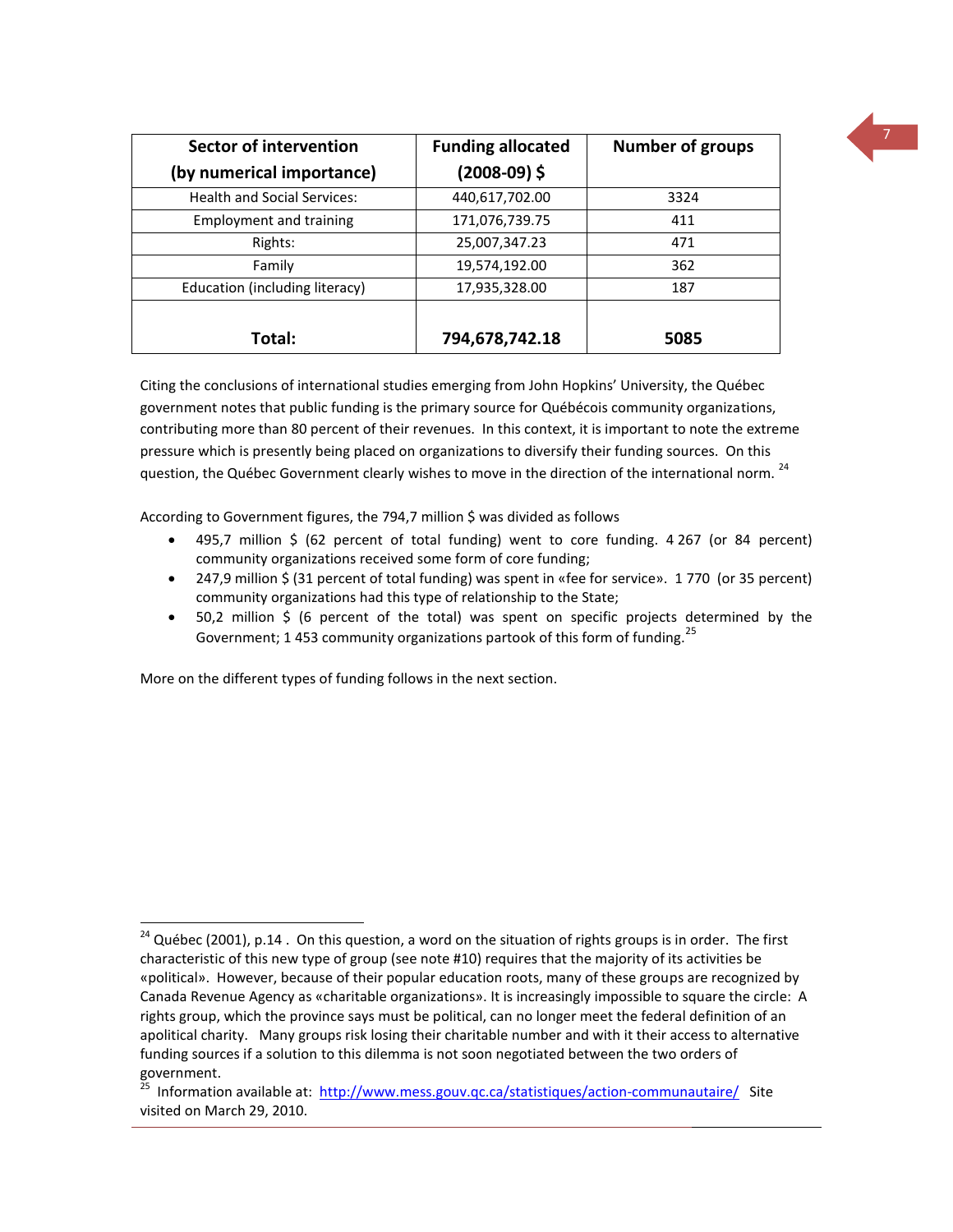| Sector of intervention (by numerical importance) | Funding allocated (2008-09) $ | Number of groups |
|---|---|---|
| Health and Social Services: | 440,617,702.00 | 3324 |
| Employment and training | 171,076,739.75 | 411 |
| Rights: | 25,007,347.23 | 471 |
| Family | 19,574,192.00 | 362 |
| Education (including literacy) | 17,935,328.00 | 187 |
| **Total:** | **794,678,742.18** | **5085** |

Citing the conclusions of international studies emerging from John Hopkins' University, the Québec government notes that public funding is the primary source for Québécois community organizations, contributing more than 80 percent of their revenues. In this context, it is important to note the extreme pressure which is presently being placed on organizations to diversify their funding sources. On this question, the Québec Government clearly wishes to move in the direction of the international norm. [24]

According to Government figures, the 794,7 million $ was divided as follows

- 495,7 million $ (62 percent of total funding) went to core funding. 4 267 (or 84 percent) community organizations received some form of core funding;
- 247,9 million $ (31 percent of total funding) was spent in «fee for service». 1 770 (or 35 percent) community organizations had this type of relationship to the State;
- 50,2 million $ (6 percent of the total) was spent on specific projects determined by the Government; 1 453 community organizations partook of this form of funding.[25]

More on the different types of funding follows in the next section.

---

[24] Québec (2001), p.14 . On this question, a word on the situation of rights groups is in order. The first characteristic of this new type of group (see note #10) requires that the majority of its activities be «political». However, because of their popular education roots, many of these groups are recognized by Canada Revenue Agency as «charitable organizations». It is increasingly impossible to square the circle: A rights group, which the province says must be political, can no longer meet the federal definition of an apolitical charity. Many groups risk losing their charitable number and with it their access to alternative funding sources if a solution to this dilemma is not soon negotiated between the two orders of government.

[25] Information available at: http://www.mess.gouv.qc.ca/statistiques/action-communautaire/ Site visited on March 29, 2010.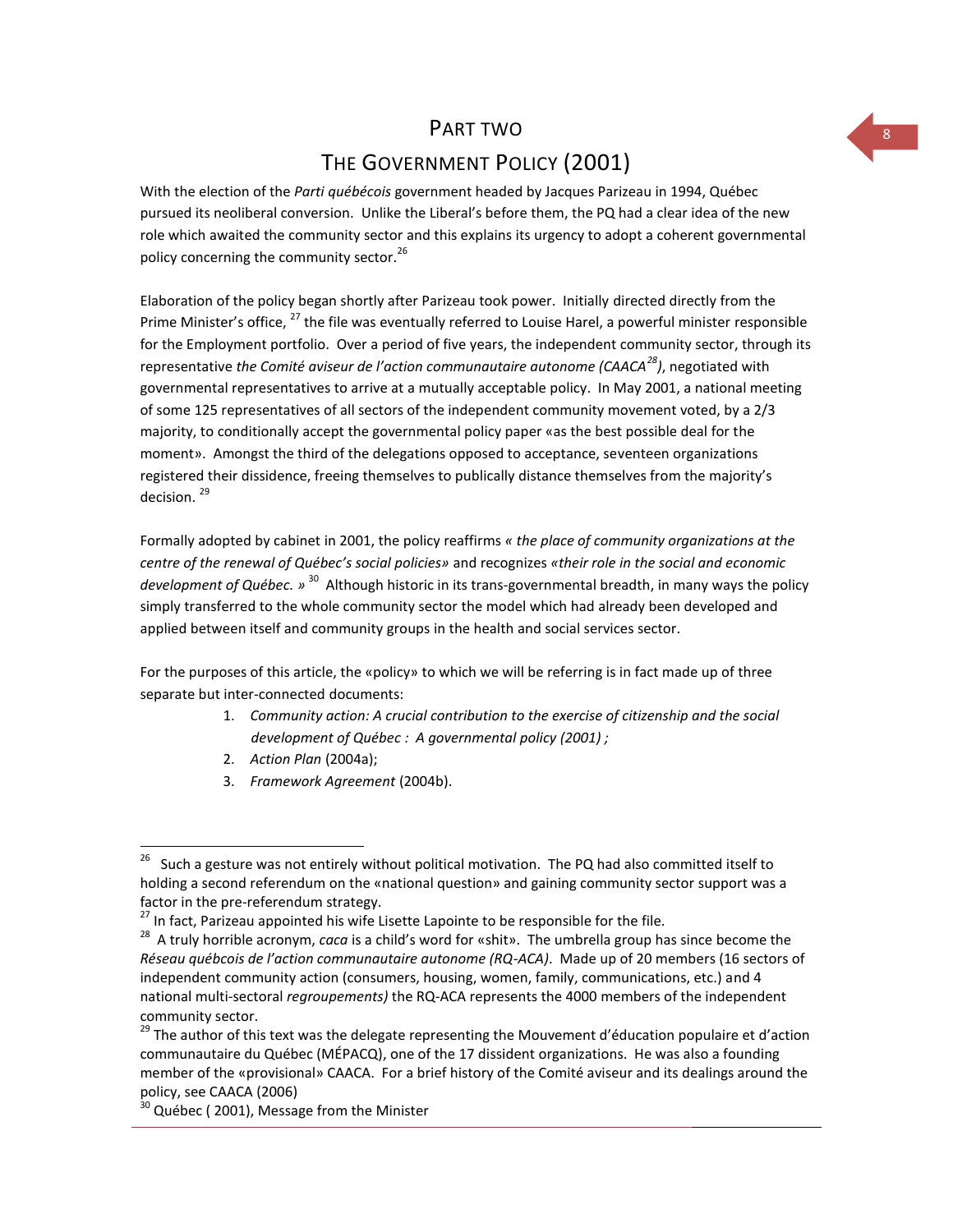# PART TWO

## THE GOVERNMENT POLICY (2001)

With the election of the *Parti québécois* government headed by Jacques Parizeau in 1994, Québec pursued its neoliberal conversion. Unlike the Liberal's before them, the PQ had a clear idea of the new role which awaited the community sector and this explains its urgency to adopt a coherent governmental policy concerning the community sector.[26]

Elaboration of the policy began shortly after Parizeau took power. Initially directed directly from the Prime Minister's office, [27] the file was eventually referred to Louise Harel, a powerful minister responsible for the Employment portfolio. Over a period of five years, the independent community sector, through its representative *the Comité aviseur de l'action communautaire autonome (CAACA[28])*, negotiated with governmental representatives to arrive at a mutually acceptable policy. In May 2001, a national meeting of some 125 representatives of all sectors of the independent community movement voted, by a 2/3 majority, to conditionally accept the governmental policy paper «as the best possible deal for the moment». Amongst the third of the delegations opposed to acceptance, seventeen organizations registered their dissidence, freeing themselves to publically distance themselves from the majority's decision. [29]

Formally adopted by cabinet in 2001, the policy reaffirms *« the place of community organizations at the centre of the renewal of Québec's social policies»* and recognizes *«their role in the social and economic development of Québec. »* [30] Although historic in its trans-governmental breadth, in many ways the policy simply transferred to the whole community sector the model which had already been developed and applied between itself and community groups in the health and social services sector.

For the purposes of this article, the «policy» to which we will be referring is in fact made up of three separate but inter-connected documents:

1. *Community action: A crucial contribution to the exercise of citizenship and the social development of Québec : A governmental policy (2001) ;*
2. *Action Plan* (2004a);
3. *Framework Agreement* (2004b).

---

[26] Such a gesture was not entirely without political motivation. The PQ had also committed itself to holding a second referendum on the «national question» and gaining community sector support was a factor in the pre-referendum strategy.

[27] In fact, Parizeau appointed his wife Lisette Lapointe to be responsible for the file.

[28] A truly horrible acronym, *caca* is a child's word for «shit». The umbrella group has since become the *Réseau québcois de l'action communautaire autonome (RQ-ACA)*. Made up of 20 members (16 sectors of independent community action (consumers, housing, women, family, communications, etc.) and 4 national multi-sectoral *regroupements)* the RQ-ACA represents the 4000 members of the independent community sector.

[29] The author of this text was the delegate representing the Mouvement d'éducation populaire et d'action communautaire du Québec (MÉPACQ), one of the 17 dissident organizations. He was also a founding member of the «provisional» CAACA. For a brief history of the Comité aviseur and its dealings around the policy, see CAACA (2006)

[30] Québec ( 2001), Message from the Minister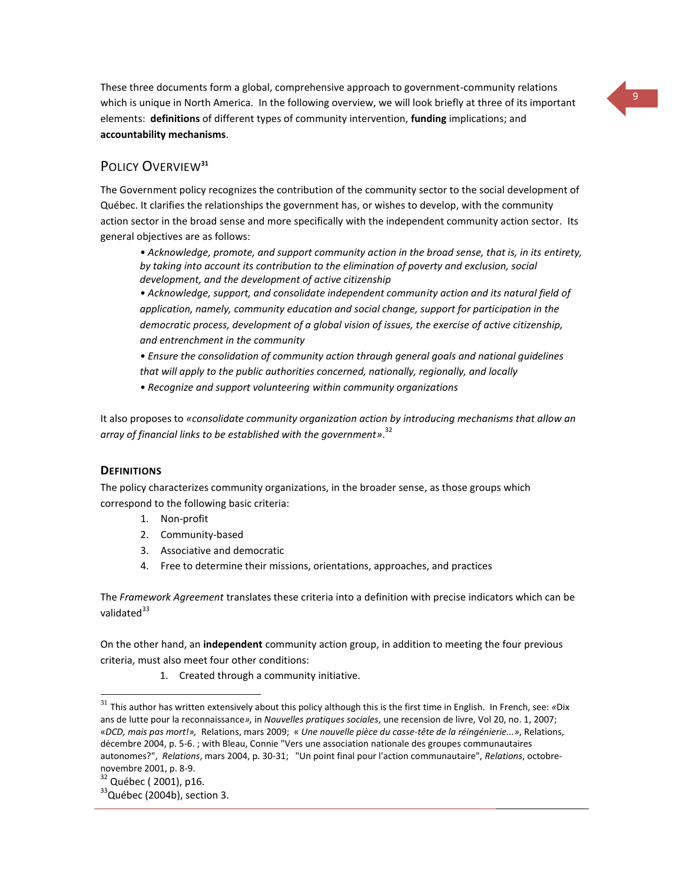These three documents form a global, comprehensive approach to government-community relations which is unique in North America. In the following overview, we will look briefly at three of its important elements: **definitions** of different types of community intervention, **funding** implications; and **accountability mechanisms**.

## Policy Overview[31]

The Government policy recognizes the contribution of the community sector to the social development of Québec. It clarifies the relationships the government has, or wishes to develop, with the community action sector in the broad sense and more specifically with the independent community action sector. Its general objectives are as follows:

> • *Acknowledge, promote, and support community action in the broad sense, that is, in its entirety, by taking into account its contribution to the elimination of poverty and exclusion, social development, and the development of active citizenship*
>
> • *Acknowledge, support, and consolidate independent community action and its natural field of application, namely, community education and social change, support for participation in the democratic process, development of a global vision of issues, the exercise of active citizenship, and entrenchment in the community*
>
> • *Ensure the consolidation of community action through general goals and national guidelines that will apply to the public authorities concerned, nationally, regionally, and locally*
>
> • *Recognize and support volunteering within community organizations*

It also proposes to *«consolidate community organization action by introducing mechanisms that allow an array of financial links to be established with the government»*.[32]

### Definitions

The policy characterizes community organizations, in the broader sense, as those groups which correspond to the following basic criteria:

1. Non-profit
2. Community-based
3. Associative and democratic
4. Free to determine their missions, orientations, approaches, and practices

The *Framework Agreement* translates these criteria into a definition with precise indicators which can be validated[33]

On the other hand, an **independent** community action group, in addition to meeting the four previous criteria, must also meet four other conditions:

1. Created through a community initiative.

---

[31] This author has written extensively about this policy although this is the first time in English. In French, see: «Dix ans de lutte pour la reconnaissance*»,* in *Nouvelles pratiques sociales*, une recension de livre, Vol 20, no. 1, 2007; «*DCD, mais pas mort!»,* Relations, mars 2009; « *Une nouvelle pièce du casse-tête de la réingénierie...»*, Relations, décembre 2004, p. 5-6. ; with Bleau, Connie "Vers une association nationale des groupes communautaires autonomes?", *Relations*, mars 2004, p. 30-31; "Un point final pour l'action communautaire", *Relations*, octobre-novembre 2001, p. 8-9.

[32] Québec ( 2001), p16.

[33] Québec (2004b), section 3.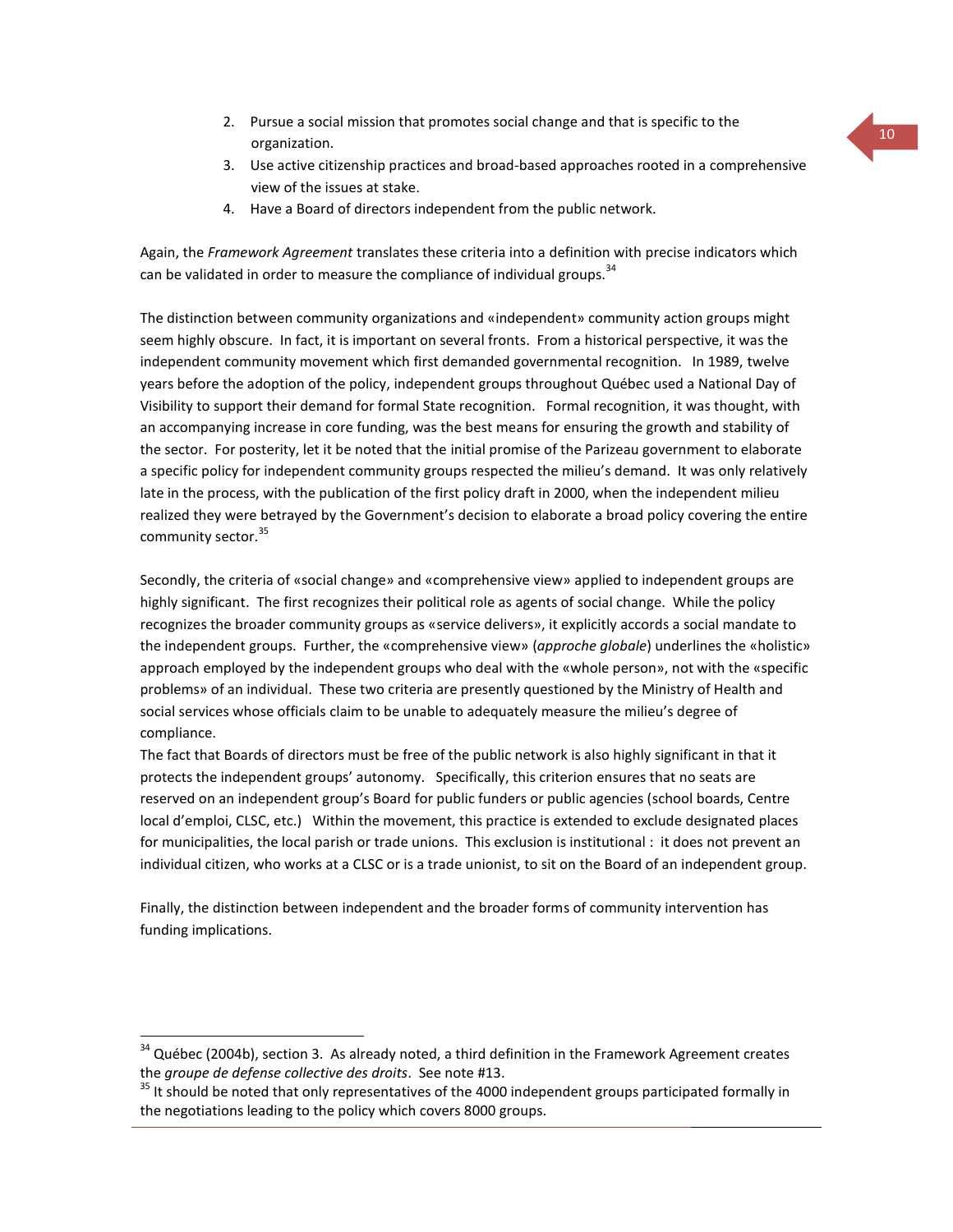2. Pursue a social mission that promotes social change and that is specific to the organization.
3. Use active citizenship practices and broad-based approaches rooted in a comprehensive view of the issues at stake.
4. Have a Board of directors independent from the public network.

Again, the *Framework Agreement* translates these criteria into a definition with precise indicators which can be validated in order to measure the compliance of individual groups.[34]

The distinction between community organizations and «independent» community action groups might seem highly obscure. In fact, it is important on several fronts. From a historical perspective, it was the independent community movement which first demanded governmental recognition. In 1989, twelve years before the adoption of the policy, independent groups throughout Québec used a National Day of Visibility to support their demand for formal State recognition. Formal recognition, it was thought, with an accompanying increase in core funding, was the best means for ensuring the growth and stability of the sector. For posterity, let it be noted that the initial promise of the Parizeau government to elaborate a specific policy for independent community groups respected the milieu's demand. It was only relatively late in the process, with the publication of the first policy draft in 2000, when the independent milieu realized they were betrayed by the Government's decision to elaborate a broad policy covering the entire community sector.[35]

Secondly, the criteria of «social change» and «comprehensive view» applied to independent groups are highly significant. The first recognizes their political role as agents of social change. While the policy recognizes the broader community groups as «service delivers», it explicitly accords a social mandate to the independent groups. Further, the «comprehensive view» (*approche globale*) underlines the «holistic» approach employed by the independent groups who deal with the «whole person», not with the «specific problems» of an individual. These two criteria are presently questioned by the Ministry of Health and social services whose officials claim to be unable to adequately measure the milieu's degree of compliance.

The fact that Boards of directors must be free of the public network is also highly significant in that it protects the independent groups' autonomy. Specifically, this criterion ensures that no seats are reserved on an independent group's Board for public funders or public agencies (school boards, Centre local d'emploi, CLSC, etc.) Within the movement, this practice is extended to exclude designated places for municipalities, the local parish or trade unions. This exclusion is institutional : it does not prevent an individual citizen, who works at a CLSC or is a trade unionist, to sit on the Board of an independent group.

Finally, the distinction between independent and the broader forms of community intervention has funding implications.

---

[34] Québec (2004b), section 3. As already noted, a third definition in the Framework Agreement creates the *groupe de defense collective des droits*. See note #13.

[35] It should be noted that only representatives of the 4000 independent groups participated formally in the negotiations leading to the policy which covers 8000 groups.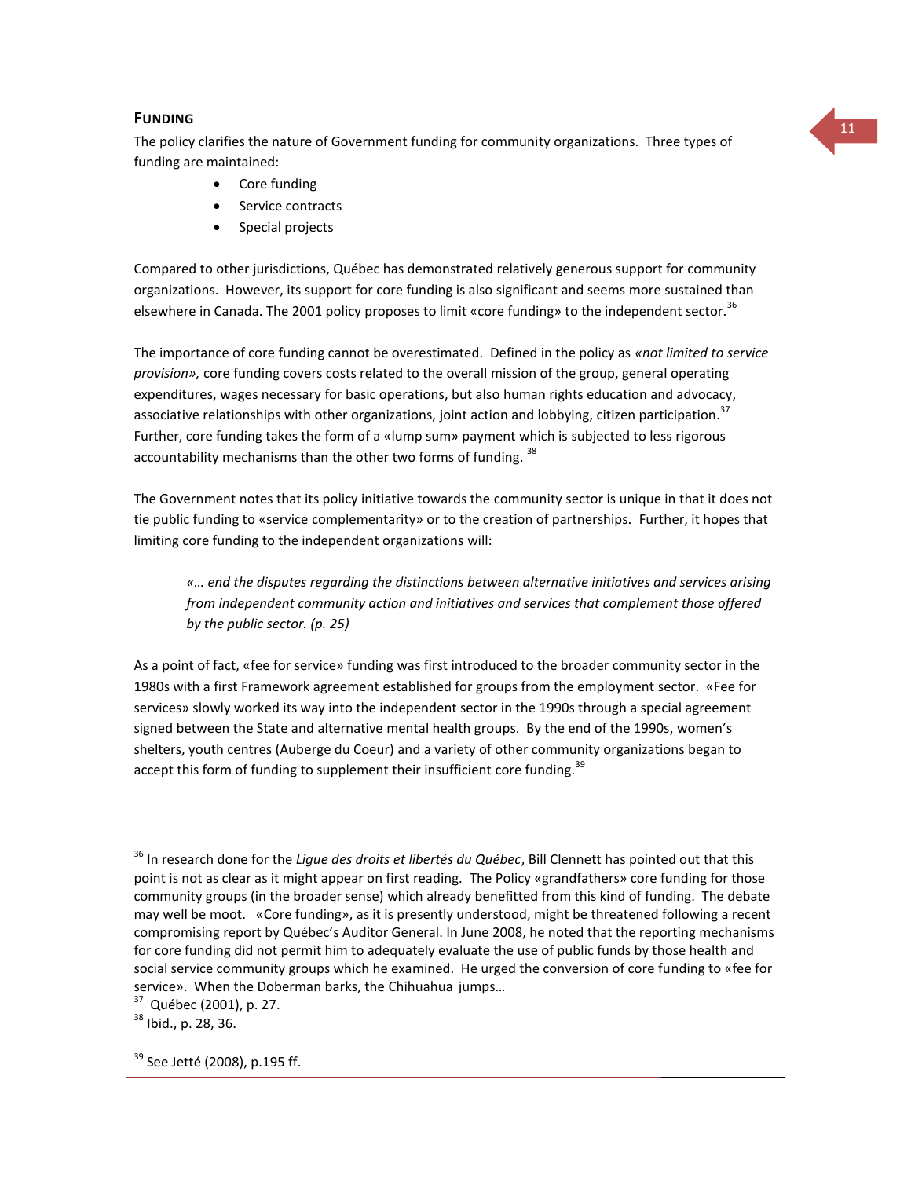## FUNDING

The policy clarifies the nature of Government funding for community organizations. Three types of funding are maintained:

- Core funding
- Service contracts
- Special projects

Compared to other jurisdictions, Québec has demonstrated relatively generous support for community organizations. However, its support for core funding is also significant and seems more sustained than elsewhere in Canada. The 2001 policy proposes to limit «core funding» to the independent sector.[36]

The importance of core funding cannot be overestimated. Defined in the policy as *«not limited to service provision»,* core funding covers costs related to the overall mission of the group, general operating expenditures, wages necessary for basic operations, but also human rights education and advocacy, associative relationships with other organizations, joint action and lobbying, citizen participation.[37] Further, core funding takes the form of a «lump sum» payment which is subjected to less rigorous accountability mechanisms than the other two forms of funding.[38]

The Government notes that its policy initiative towards the community sector is unique in that it does not tie public funding to «service complementarity» or to the creation of partnerships. Further, it hopes that limiting core funding to the independent organizations will:

> *«… end the disputes regarding the distinctions between alternative initiatives and services arising from independent community action and initiatives and services that complement those offered by the public sector. (p. 25)*

As a point of fact, «fee for service» funding was first introduced to the broader community sector in the 1980s with a first Framework agreement established for groups from the employment sector. «Fee for services» slowly worked its way into the independent sector in the 1990s through a special agreement signed between the State and alternative mental health groups. By the end of the 1990s, women's shelters, youth centres (Auberge du Coeur) and a variety of other community organizations began to accept this form of funding to supplement their insufficient core funding.[39]

---

[36] In research done for the *Ligue des droits et libertés du Québec*, Bill Clennett has pointed out that this point is not as clear as it might appear on first reading. The Policy «grandfathers» core funding for those community groups (in the broader sense) which already benefitted from this kind of funding. The debate may well be moot. «Core funding», as it is presently understood, might be threatened following a recent compromising report by Québec's Auditor General. In June 2008, he noted that the reporting mechanisms for core funding did not permit him to adequately evaluate the use of public funds by those health and social service community groups which he examined. He urged the conversion of core funding to «fee for service». When the Doberman barks, the Chihuahua jumps…

[37] Québec (2001), p. 27.

[38] Ibid., p. 28, 36.

[39] See Jetté (2008), p.195 ff.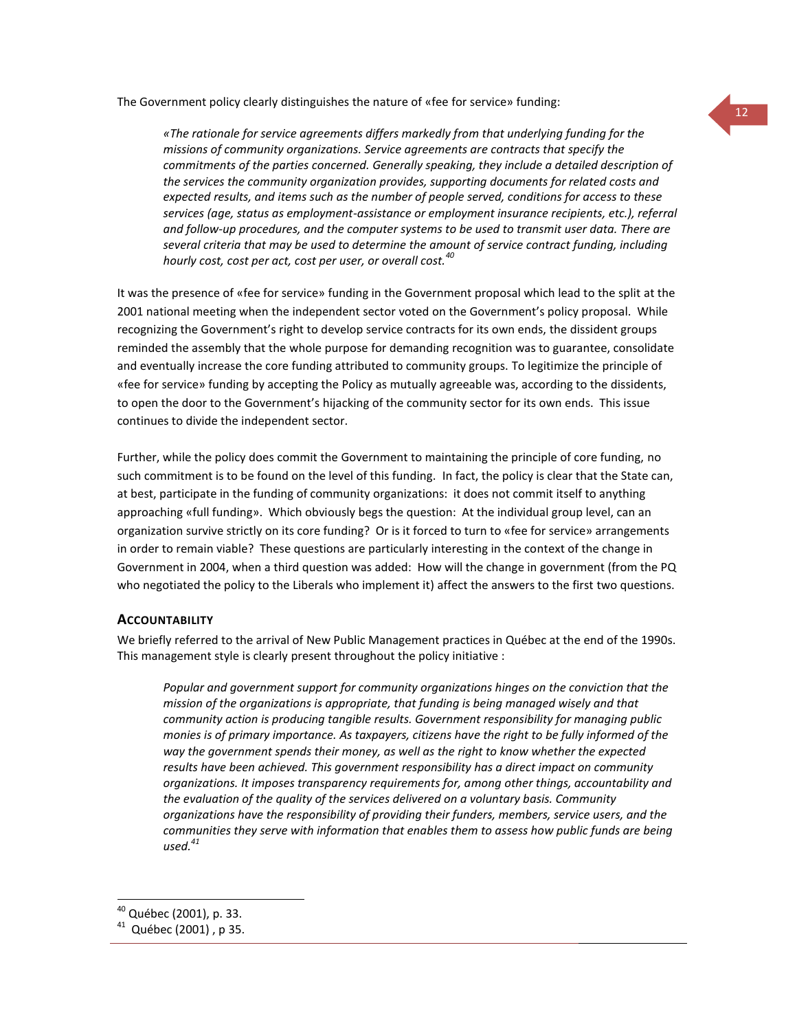The Government policy clearly distinguishes the nature of «fee for service» funding:

> *«The rationale for service agreements differs markedly from that underlying funding for the missions of community organizations. Service agreements are contracts that specify the commitments of the parties concerned. Generally speaking, they include a detailed description of the services the community organization provides, supporting documents for related costs and expected results, and items such as the number of people served, conditions for access to these services (age, status as employment-assistance or employment insurance recipients, etc.), referral and follow-up procedures, and the computer systems to be used to transmit user data. There are several criteria that may be used to determine the amount of service contract funding, including hourly cost, cost per act, cost per user, or overall cost.*[40]

It was the presence of «fee for service» funding in the Government proposal which lead to the split at the 2001 national meeting when the independent sector voted on the Government's policy proposal. While recognizing the Government's right to develop service contracts for its own ends, the dissident groups reminded the assembly that the whole purpose for demanding recognition was to guarantee, consolidate and eventually increase the core funding attributed to community groups. To legitimize the principle of «fee for service» funding by accepting the Policy as mutually agreeable was, according to the dissidents, to open the door to the Government's hijacking of the community sector for its own ends. This issue continues to divide the independent sector.

Further, while the policy does commit the Government to maintaining the principle of core funding, no such commitment is to be found on the level of this funding. In fact, the policy is clear that the State can, at best, participate in the funding of community organizations: it does not commit itself to anything approaching «full funding». Which obviously begs the question: At the individual group level, can an organization survive strictly on its core funding? Or is it forced to turn to «fee for service» arrangements in order to remain viable? These questions are particularly interesting in the context of the change in Government in 2004, when a third question was added: How will the change in government (from the PQ who negotiated the policy to the Liberals who implement it) affect the answers to the first two questions.

### Accountability

We briefly referred to the arrival of New Public Management practices in Québec at the end of the 1990s. This management style is clearly present throughout the policy initiative :

> *Popular and government support for community organizations hinges on the conviction that the mission of the organizations is appropriate, that funding is being managed wisely and that community action is producing tangible results. Government responsibility for managing public monies is of primary importance. As taxpayers, citizens have the right to be fully informed of the way the government spends their money, as well as the right to know whether the expected results have been achieved. This government responsibility has a direct impact on community organizations. It imposes transparency requirements for, among other things, accountability and the evaluation of the quality of the services delivered on a voluntary basis. Community organizations have the responsibility of providing their funders, members, service users, and the communities they serve with information that enables them to assess how public funds are being used.*[41]

---

[40] Québec (2001), p. 33.

[41] Québec (2001) , p 35.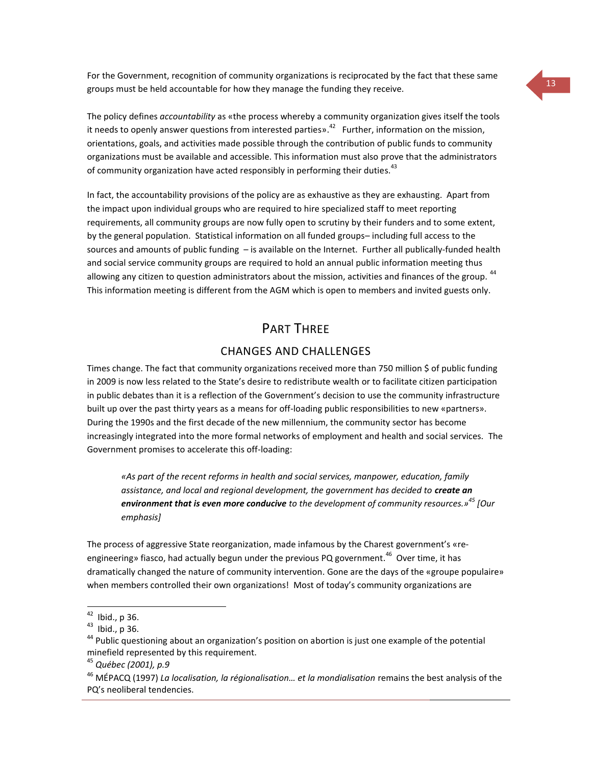For the Government, recognition of community organizations is reciprocated by the fact that these same groups must be held accountable for how they manage the funding they receive.

The policy defines *accountability* as «the process whereby a community organization gives itself the tools it needs to openly answer questions from interested parties».[42] Further, information on the mission, orientations, goals, and activities made possible through the contribution of public funds to community organizations must be available and accessible. This information must also prove that the administrators of community organization have acted responsibly in performing their duties.[43]

In fact, the accountability provisions of the policy are as exhaustive as they are exhausting. Apart from the impact upon individual groups who are required to hire specialized staff to meet reporting requirements, all community groups are now fully open to scrutiny by their funders and to some extent, by the general population. Statistical information on all funded groups– including full access to the sources and amounts of public funding – is available on the Internet. Further all publically-funded health and social service community groups are required to hold an annual public information meeting thus allowing any citizen to question administrators about the mission, activities and finances of the group. [44] This information meeting is different from the AGM which is open to members and invited guests only.

# Part Three

## CHANGES AND CHALLENGES

Times change. The fact that community organizations received more than 750 million $ of public funding in 2009 is now less related to the State's desire to redistribute wealth or to facilitate citizen participation in public debates than it is a reflection of the Government's decision to use the community infrastructure built up over the past thirty years as a means for off-loading public responsibilities to new «partners». During the 1990s and the first decade of the new millennium, the community sector has become increasingly integrated into the more formal networks of employment and health and social services. The Government promises to accelerate this off-loading:

> *«As part of the recent reforms in health and social services, manpower, education, family assistance, and local and regional development, the government has decided to* ***create an environment that is even more conducive*** *to the development of community resources.»*[45] *[Our emphasis]*

The process of aggressive State reorganization, made infamous by the Charest government's «re-engineering» fiasco, had actually begun under the previous PQ government.[46] Over time, it has dramatically changed the nature of community intervention. Gone are the days of the «groupe populaire» when members controlled their own organizations! Most of today's community organizations are

---

[42] Ibid., p 36.

[43] Ibid., p 36.

[44] Public questioning about an organization's position on abortion is just one example of the potential minefield represented by this requirement.

[45] *Québec (2001), p.9*

[46] MÉPACQ (1997) *La localisation, la régionalisation… et la mondialisation* remains the best analysis of the PQ's neoliberal tendencies.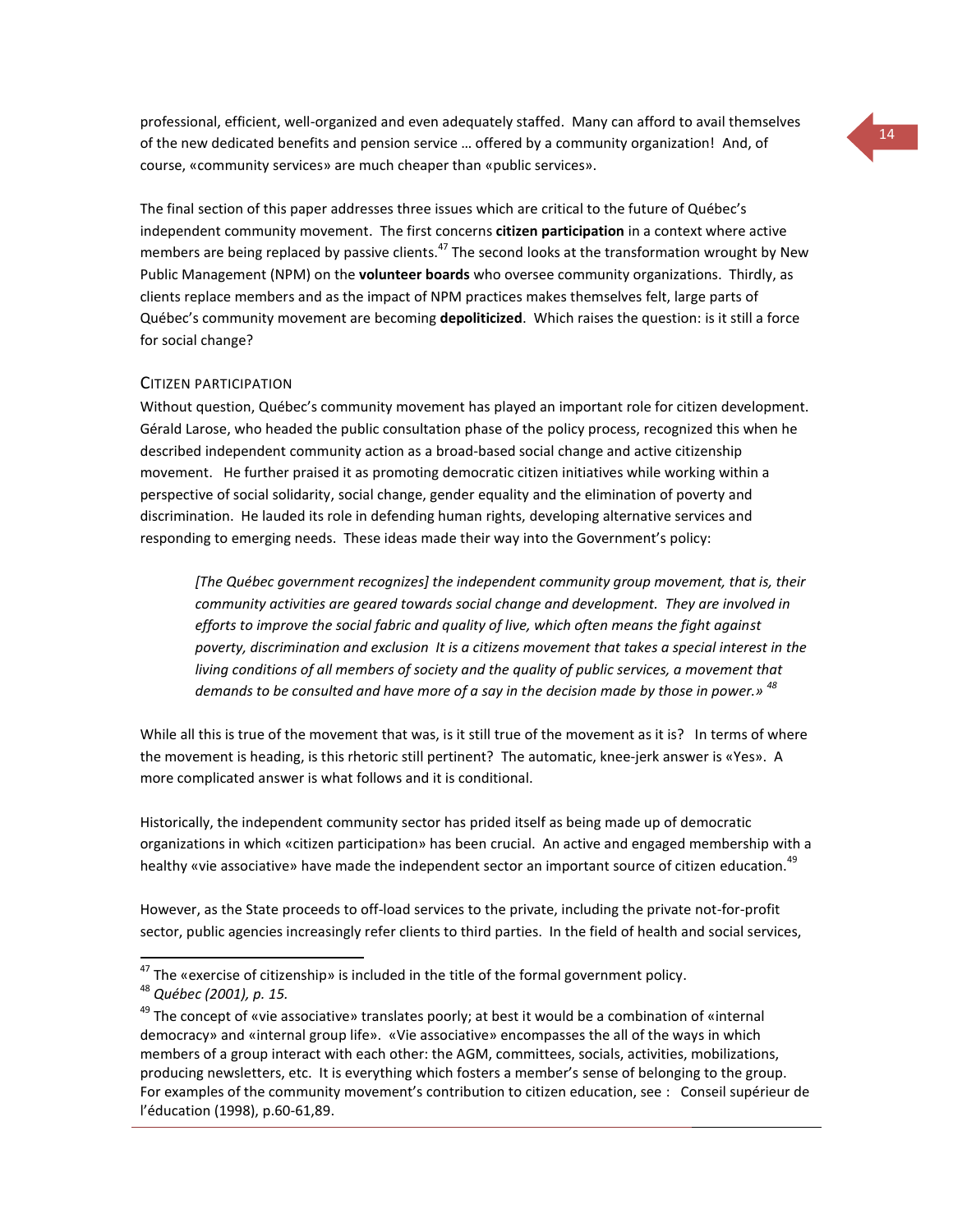professional, efficient, well-organized and even adequately staffed. Many can afford to avail themselves of the new dedicated benefits and pension service … offered by a community organization! And, of course, «community services» are much cheaper than «public services».

The final section of this paper addresses three issues which are critical to the future of Québec's independent community movement. The first concerns **citizen participation** in a context where active members are being replaced by passive clients.[47] The second looks at the transformation wrought by New Public Management (NPM) on the **volunteer boards** who oversee community organizations. Thirdly, as clients replace members and as the impact of NPM practices makes themselves felt, large parts of Québec's community movement are becoming **depoliticized**. Which raises the question: is it still a force for social change?

## Citizen Participation

Without question, Québec's community movement has played an important role for citizen development. Gérald Larose, who headed the public consultation phase of the policy process, recognized this when he described independent community action as a broad-based social change and active citizenship movement. He further praised it as promoting democratic citizen initiatives while working within a perspective of social solidarity, social change, gender equality and the elimination of poverty and discrimination. He lauded its role in defending human rights, developing alternative services and responding to emerging needs. These ideas made their way into the Government's policy:

> *[The Québec government recognizes] the independent community group movement, that is, their community activities are geared towards social change and development. They are involved in efforts to improve the social fabric and quality of live, which often means the fight against poverty, discrimination and exclusion It is a citizens movement that takes a special interest in the living conditions of all members of society and the quality of public services, a movement that demands to be consulted and have more of a say in the decision made by those in power.»* [48]

While all this is true of the movement that was, is it still true of the movement as it is? In terms of where the movement is heading, is this rhetoric still pertinent? The automatic, knee-jerk answer is «Yes». A more complicated answer is what follows and it is conditional.

Historically, the independent community sector has prided itself as being made up of democratic organizations in which «citizen participation» has been crucial. An active and engaged membership with a healthy «vie associative» have made the independent sector an important source of citizen education.[49]

However, as the State proceeds to off-load services to the private, including the private not-for-profit sector, public agencies increasingly refer clients to third parties. In the field of health and social services,

---

[47] The «exercise of citizenship» is included in the title of the formal government policy.

[48] *Québec (2001), p. 15.*

[49] The concept of «vie associative» translates poorly; at best it would be a combination of «internal democracy» and «internal group life». «Vie associative» encompasses the all of the ways in which members of a group interact with each other: the AGM, committees, socials, activities, mobilizations, producing newsletters, etc. It is everything which fosters a member's sense of belonging to the group. For examples of the community movement's contribution to citizen education, see : Conseil supérieur de l'éducation (1998), p.60-61,89.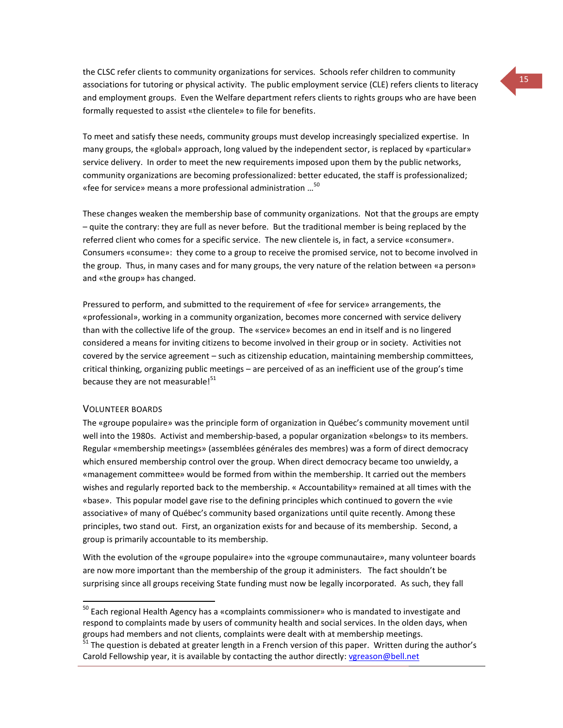the CLSC refer clients to community organizations for services. Schools refer children to community associations for tutoring or physical activity. The public employment service (CLE) refers clients to literacy and employment groups. Even the Welfare department refers clients to rights groups who are have been formally requested to assist «the clientele» to file for benefits.

To meet and satisfy these needs, community groups must develop increasingly specialized expertise. In many groups, the «global» approach, long valued by the independent sector, is replaced by «particular» service delivery. In order to meet the new requirements imposed upon them by the public networks, community organizations are becoming professionalized: better educated, the staff is professionalized; «fee for service» means a more professional administration …[50]

These changes weaken the membership base of community organizations. Not that the groups are empty – quite the contrary: they are full as never before. But the traditional member is being replaced by the referred client who comes for a specific service. The new clientele is, in fact, a service «consumer». Consumers «consume»: they come to a group to receive the promised service, not to become involved in the group. Thus, in many cases and for many groups, the very nature of the relation between «a person» and «the group» has changed.

Pressured to perform, and submitted to the requirement of «fee for service» arrangements, the «professional», working in a community organization, becomes more concerned with service delivery than with the collective life of the group. The «service» becomes an end in itself and is no lingered considered a means for inviting citizens to become involved in their group or in society. Activities not covered by the service agreement – such as citizenship education, maintaining membership committees, critical thinking, organizing public meetings – are perceived of as an inefficient use of the group's time because they are not measurable![51]

### VOLUNTEER BOARDS

The «groupe populaire» was the principle form of organization in Québec's community movement until well into the 1980s. Activist and membership-based, a popular organization «belongs» to its members. Regular «membership meetings» (assemblées générales des membres) was a form of direct democracy which ensured membership control over the group. When direct democracy became too unwieldy, a «management committee» would be formed from within the membership. It carried out the members wishes and regularly reported back to the membership. « Accountability» remained at all times with the «base». This popular model gave rise to the defining principles which continued to govern the «vie associative» of many of Québec's community based organizations until quite recently. Among these principles, two stand out. First, an organization exists for and because of its membership. Second, a group is primarily accountable to its membership.

With the evolution of the «groupe populaire» into the «groupe communautaire», many volunteer boards are now more important than the membership of the group it administers. The fact shouldn't be surprising since all groups receiving State funding must now be legally incorporated. As such, they fall

---

[50] Each regional Health Agency has a «complaints commissioner» who is mandated to investigate and respond to complaints made by users of community health and social services. In the olden days, when groups had members and not clients, complaints were dealt with at membership meetings.

[51] The question is debated at greater length in a French version of this paper. Written during the author's Carold Fellowship year, it is available by contacting the author directly: vgreason@bell.net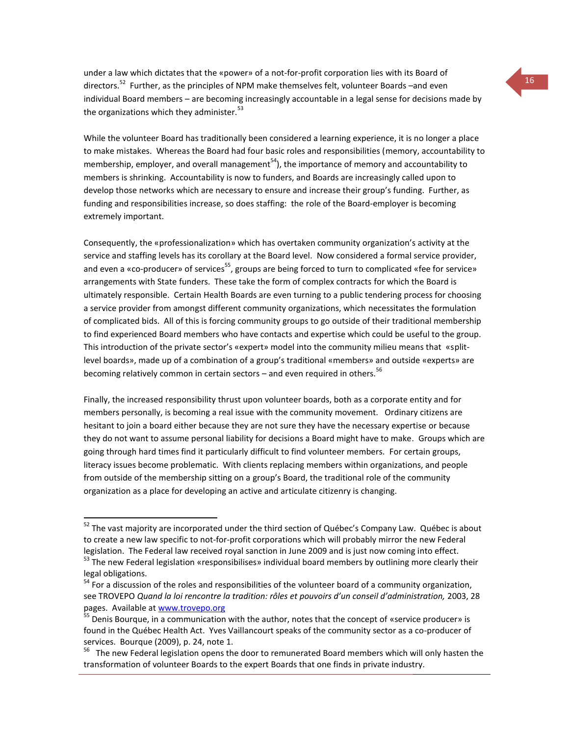under a law which dictates that the «power» of a not-for-profit corporation lies with its Board of directors.[52] Further, as the principles of NPM make themselves felt, volunteer Boards –and even individual Board members – are becoming increasingly accountable in a legal sense for decisions made by the organizations which they administer.[53]

While the volunteer Board has traditionally been considered a learning experience, it is no longer a place to make mistakes. Whereas the Board had four basic roles and responsibilities (memory, accountability to membership, employer, and overall management[54]), the importance of memory and accountability to members is shrinking. Accountability is now to funders, and Boards are increasingly called upon to develop those networks which are necessary to ensure and increase their group's funding. Further, as funding and responsibilities increase, so does staffing: the role of the Board-employer is becoming extremely important.

Consequently, the «professionalization» which has overtaken community organization's activity at the service and staffing levels has its corollary at the Board level. Now considered a formal service provider, and even a «co-producer» of services[55], groups are being forced to turn to complicated «fee for service» arrangements with State funders. These take the form of complex contracts for which the Board is ultimately responsible. Certain Health Boards are even turning to a public tendering process for choosing a service provider from amongst different community organizations, which necessitates the formulation of complicated bids. All of this is forcing community groups to go outside of their traditional membership to find experienced Board members who have contacts and expertise which could be useful to the group. This introduction of the private sector's «expert» model into the community milieu means that «split-level boards», made up of a combination of a group's traditional «members» and outside «experts» are becoming relatively common in certain sectors – and even required in others.[56]

Finally, the increased responsibility thrust upon volunteer boards, both as a corporate entity and for members personally, is becoming a real issue with the community movement. Ordinary citizens are hesitant to join a board either because they are not sure they have the necessary expertise or because they do not want to assume personal liability for decisions a Board might have to make. Groups which are going through hard times find it particularly difficult to find volunteer members. For certain groups, literacy issues become problematic. With clients replacing members within organizations, and people from outside of the membership sitting on a group's Board, the traditional role of the community organization as a place for developing an active and articulate citizenry is changing.

---

[52] The vast majority are incorporated under the third section of Québec's Company Law. Québec is about to create a new law specific to not-for-profit corporations which will probably mirror the new Federal legislation. The Federal law received royal sanction in June 2009 and is just now coming into effect.

[53] The new Federal legislation «responsibilises» individual board members by outlining more clearly their legal obligations.

[54] For a discussion of the roles and responsibilities of the volunteer board of a community organization, see TROVEPO *Quand la loi rencontre la tradition: rôles et pouvoirs d'un conseil d'administration,* 2003, 28 pages. Available at www.trovepo.org

[55] Denis Bourque, in a communication with the author, notes that the concept of «service producer» is found in the Québec Health Act. Yves Vaillancourt speaks of the community sector as a co-producer of services. Bourque (2009), p. 24, note 1.

[56] The new Federal legislation opens the door to remunerated Board members which will only hasten the transformation of volunteer Boards to the expert Boards that one finds in private industry.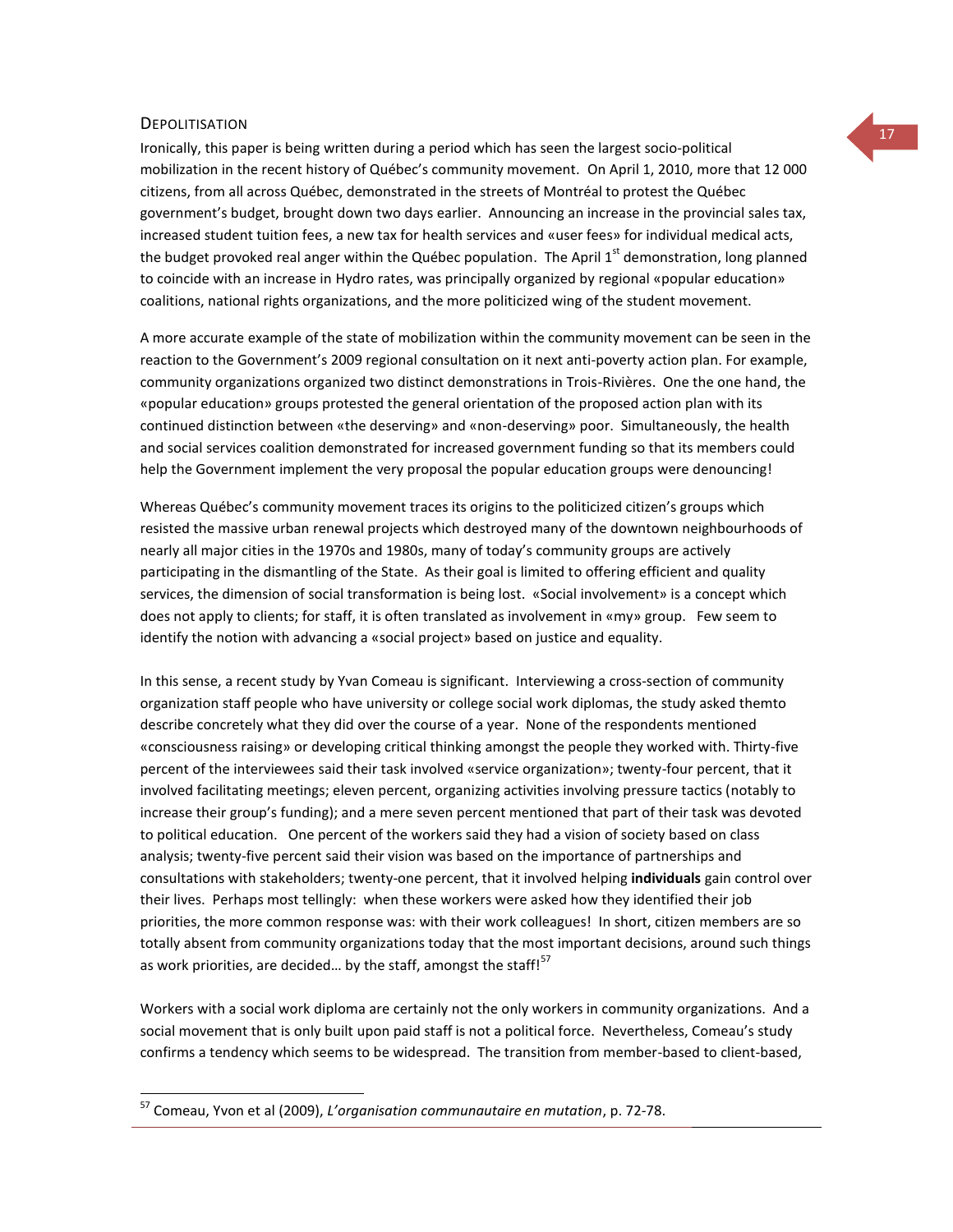## DEPOLITISATION

Ironically, this paper is being written during a period which has seen the largest socio-political mobilization in the recent history of Québec's community movement. On April 1, 2010, more that 12 000 citizens, from all across Québec, demonstrated in the streets of Montréal to protest the Québec government's budget, brought down two days earlier. Announcing an increase in the provincial sales tax, increased student tuition fees, a new tax for health services and «user fees» for individual medical acts, the budget provoked real anger within the Québec population. The April 1st demonstration, long planned to coincide with an increase in Hydro rates, was principally organized by regional «popular education» coalitions, national rights organizations, and the more politicized wing of the student movement.

A more accurate example of the state of mobilization within the community movement can be seen in the reaction to the Government's 2009 regional consultation on it next anti-poverty action plan. For example, community organizations organized two distinct demonstrations in Trois-Rivières. One the one hand, the «popular education» groups protested the general orientation of the proposed action plan with its continued distinction between «the deserving» and «non-deserving» poor. Simultaneously, the health and social services coalition demonstrated for increased government funding so that its members could help the Government implement the very proposal the popular education groups were denouncing!

Whereas Québec's community movement traces its origins to the politicized citizen's groups which resisted the massive urban renewal projects which destroyed many of the downtown neighbourhoods of nearly all major cities in the 1970s and 1980s, many of today's community groups are actively participating in the dismantling of the State. As their goal is limited to offering efficient and quality services, the dimension of social transformation is being lost. «Social involvement» is a concept which does not apply to clients; for staff, it is often translated as involvement in «my» group. Few seem to identify the notion with advancing a «social project» based on justice and equality.

In this sense, a recent study by Yvan Comeau is significant. Interviewing a cross-section of community organization staff people who have university or college social work diplomas, the study asked themto describe concretely what they did over the course of a year. None of the respondents mentioned «consciousness raising» or developing critical thinking amongst the people they worked with. Thirty-five percent of the interviewees said their task involved «service organization»; twenty-four percent, that it involved facilitating meetings; eleven percent, organizing activities involving pressure tactics (notably to increase their group's funding); and a mere seven percent mentioned that part of their task was devoted to political education. One percent of the workers said they had a vision of society based on class analysis; twenty-five percent said their vision was based on the importance of partnerships and consultations with stakeholders; twenty-one percent, that it involved helping **individuals** gain control over their lives. Perhaps most tellingly: when these workers were asked how they identified their job priorities, the more common response was: with their work colleagues! In short, citizen members are so totally absent from community organizations today that the most important decisions, around such things as work priorities, are decided… by the staff, amongst the staff![57]

Workers with a social work diploma are certainly not the only workers in community organizations. And a social movement that is only built upon paid staff is not a political force. Nevertheless, Comeau's study confirms a tendency which seems to be widespread. The transition from member-based to client-based,

---

[57] Comeau, Yvon et al (2009), *L'organisation communautaire en mutation*, p. 72-78.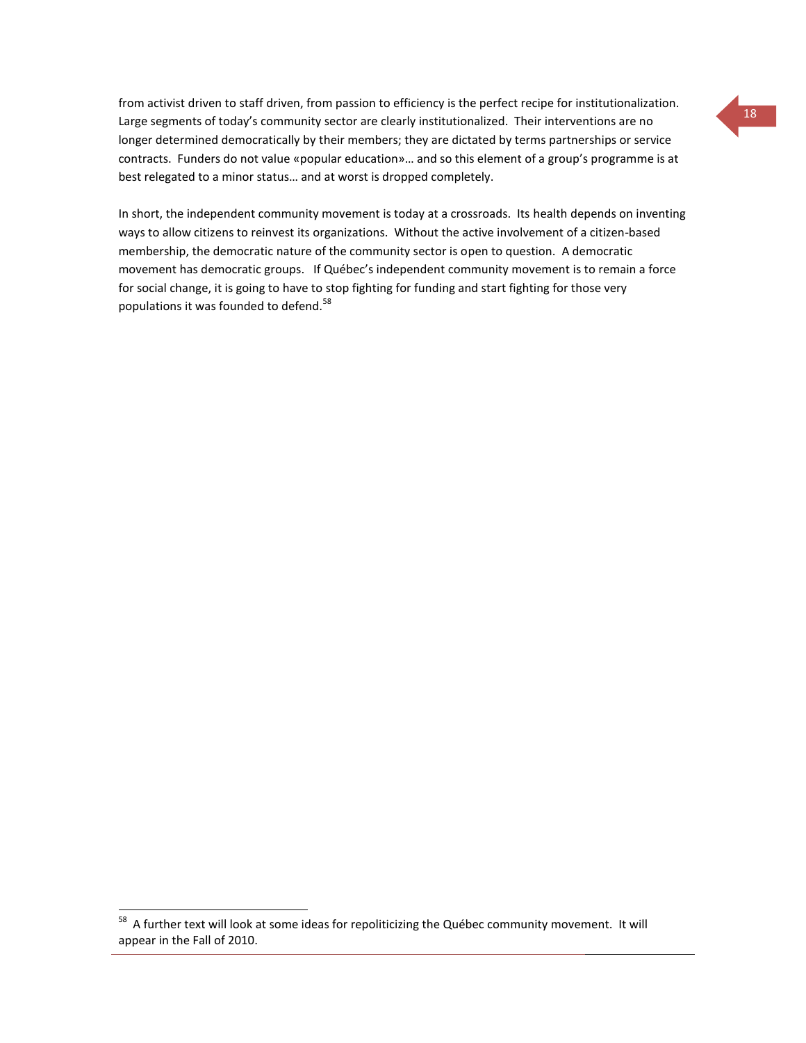from activist driven to staff driven, from passion to efficiency is the perfect recipe for institutionalization. Large segments of today's community sector are clearly institutionalized. Their interventions are no longer determined democratically by their members; they are dictated by terms partnerships or service contracts. Funders do not value «popular education»… and so this element of a group's programme is at best relegated to a minor status… and at worst is dropped completely.

In short, the independent community movement is today at a crossroads. Its health depends on inventing ways to allow citizens to reinvest its organizations. Without the active involvement of a citizen-based membership, the democratic nature of the community sector is open to question. A democratic movement has democratic groups. If Québec's independent community movement is to remain a force for social change, it is going to have to stop fighting for funding and start fighting for those very populations it was founded to defend.[58]

---

[58] A further text will look at some ideas for repoliticizing the Québec community movement. It will appear in the Fall of 2010.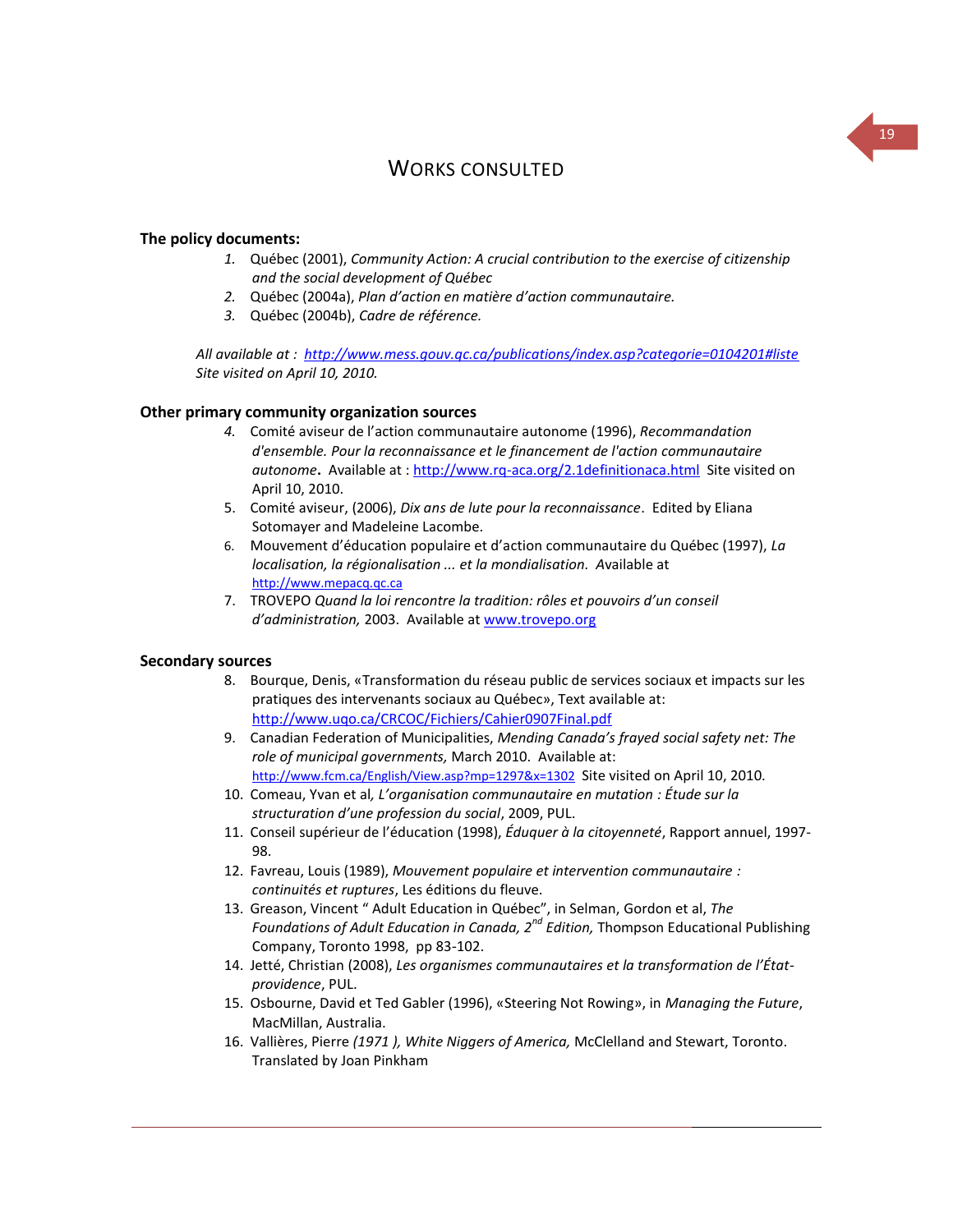# Works consulted

### The policy documents:

1. Québec (2001), *Community Action: A crucial contribution to the exercise of citizenship and the social development of Québec*
2. Québec (2004a), *Plan d'action en matière d'action communautaire.*
3. Québec (2004b), *Cadre de référence.*

*All available at : [http://www.mess.gouv.qc.ca/publications/index.asp?categorie=0104201#liste](http://www.mess.gouv.qc.ca/publications/index.asp?categorie=0104201#liste) Site visited on April 10, 2010.*

### Other primary community organization sources

4. Comité aviseur de l'action communautaire autonome (1996), *Recommandation d'ensemble. Pour la reconnaissance et le financement de l'action communautaire autonome*. Available at : [http://www.rq-aca.org/2.1definitionaca.html](http://www.rq-aca.org/2.1definitionaca.html) Site visited on April 10, 2010.
5. Comité aviseur, (2006), *Dix ans de lute pour la reconnaissance*. Edited by Eliana Sotomayer and Madeleine Lacombe.
6. Mouvement d'éducation populaire et d'action communautaire du Québec (1997), *La localisation, la régionalisation ... et la mondialisation.* Available at [http://www.mepacq.qc.ca](http://www.mepacq.qc.ca)
7. TROVEPO *Quand la loi rencontre la tradition: rôles et pouvoirs d'un conseil d'administration,* 2003. Available at [www.trovepo.org](www.trovepo.org)

### Secondary sources

8. Bourque, Denis, «Transformation du réseau public de services sociaux et impacts sur les pratiques des intervenants sociaux au Québec», Text available at: [http://www.uqo.ca/CRCOC/Fichiers/Cahier0907Final.pdf](http://www.uqo.ca/CRCOC/Fichiers/Cahier0907Final.pdf)
9. Canadian Federation of Municipalities, *Mending Canada's frayed social safety net: The role of municipal governments,* March 2010. Available at: [http://www.fcm.ca/English/View.asp?mp=1297&x=1302](http://www.fcm.ca/English/View.asp?mp=1297&x=1302) Site visited on April 10, 2010.
10. Comeau, Yvan et al*, L'organisation communautaire en mutation : Étude sur la structuration d'une profession du social*, 2009, PUL.
11. Conseil supérieur de l'éducation (1998), *Éduquer à la citoyenneté*, Rapport annuel, 1997-98.
12. Favreau, Louis (1989), *Mouvement populaire et intervention communautaire : continuités et ruptures*, Les éditions du fleuve.
13. Greason, Vincent " Adult Education in Québec", in Selman, Gordon et al, *The Foundations of Adult Education in Canada, 2nd Edition,* Thompson Educational Publishing Company, Toronto 1998, pp 83-102.
14. Jetté, Christian (2008), *Les organismes communautaires et la transformation de l'État-providence*, PUL.
15. Osbourne, David et Ted Gabler (1996), «Steering Not Rowing», in *Managing the Future*, MacMillan, Australia.
16. Vallières, Pierre *(1971 ), White Niggers of America,* McClelland and Stewart, Toronto. Translated by Joan Pinkham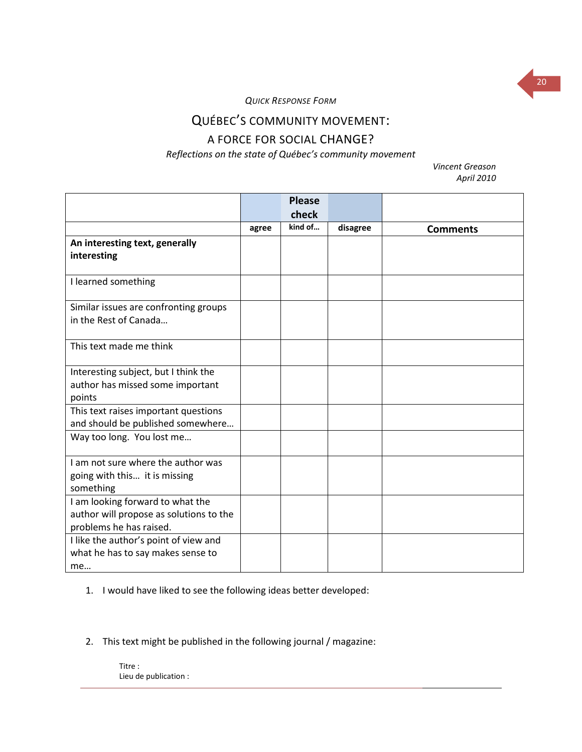*Quick Response Form*

# Québec's community movement: A force for social change?

*Reflections on the state of Québec's community movement*

*Vincent Greason*
*April 2010*

| | Please check | | | |
|---|---|---|---|---|
| | **agree** | **kind of…** | **disagree** | **Comments** |
| **An interesting text, generally interesting** | | | | |
| I learned something | | | | |
| Similar issues are confronting groups in the Rest of Canada… | | | | |
| This text made me think | | | | |
| Interesting subject, but I think the author has missed some important points | | | | |
| This text raises important questions and should be published somewhere… | | | | |
| Way too long. You lost me… | | | | |
| I am not sure where the author was going with this… it is missing something | | | | |
| I am looking forward to what the author will propose as solutions to the problems he has raised. | | | | |
| I like the author's point of view and what he has to say makes sense to me… | | | | |

1. I would have liked to see the following ideas better developed:

2. This text might be published in the following journal / magazine:

   Titre :
   Lieu de publication :